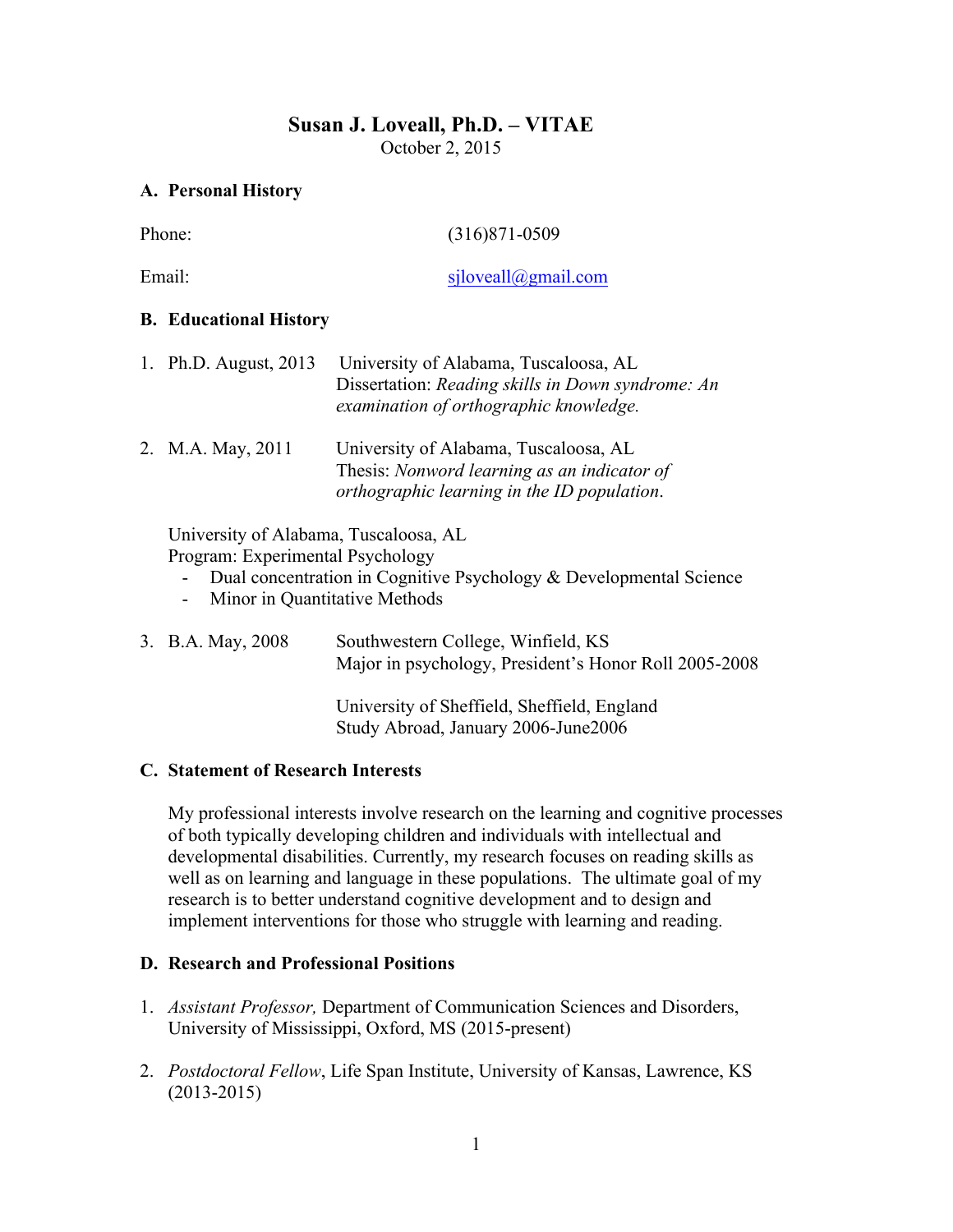# Susan J. Loveall, Ph.D. – VITAE

October 2, 2015

## A. Personal History

Phone: (316)871-0509

Email: sjloveall@gmail.com

## B. Educational History

1. Ph.D. August, 2013 — University of Alabama, Tuscaloosa, AL
   Dissertation: *Reading skills in Down syndrome: An examination of orthographic knowledge.*

2. M.A. May, 2011 — University of Alabama, Tuscaloosa, AL
   Thesis: *Nonword learning as an indicator of orthographic learning in the ID population*.

   University of Alabama, Tuscaloosa, AL
   Program: Experimental Psychology
   - Dual concentration in Cognitive Psychology & Developmental Science
   - Minor in Quantitative Methods

3. B.A. May, 2008 — Southwestern College, Winfield, KS
   Major in psychology, President's Honor Roll 2005-2008

   University of Sheffield, Sheffield, England
   Study Abroad, January 2006-June2006

## C. Statement of Research Interests

My professional interests involve research on the learning and cognitive processes of both typically developing children and individuals with intellectual and developmental disabilities. Currently, my research focuses on reading skills as well as on learning and language in these populations. The ultimate goal of my research is to better understand cognitive development and to design and implement interventions for those who struggle with learning and reading.

## D. Research and Professional Positions

1. *Assistant Professor,* Department of Communication Sciences and Disorders, University of Mississippi, Oxford, MS (2015-present)

2. *Postdoctoral Fellow*, Life Span Institute, University of Kansas, Lawrence, KS (2013-2015)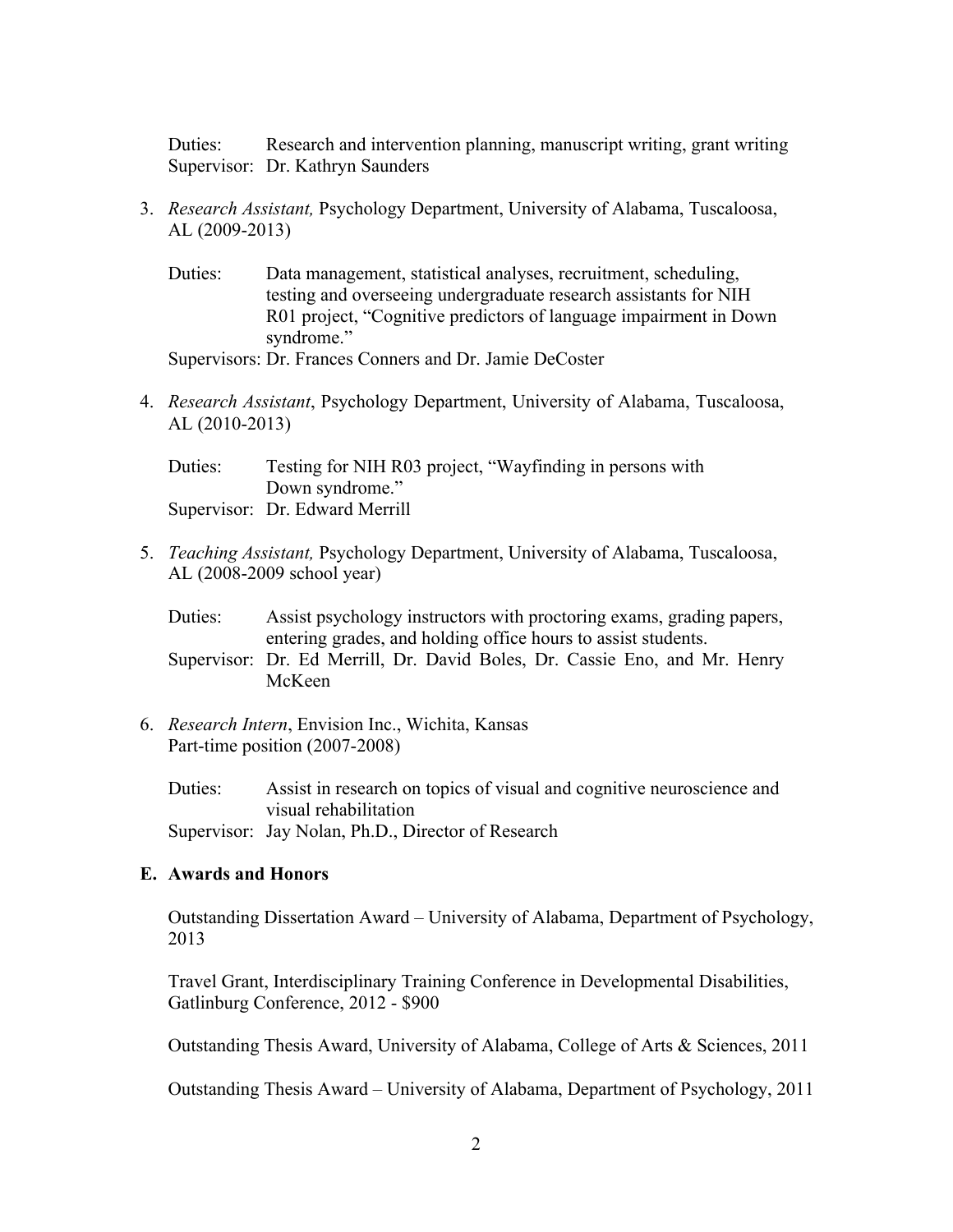Duties: Research and intervention planning, manuscript writing, grant writing
Supervisor: Dr. Kathryn Saunders

3. *Research Assistant,* Psychology Department, University of Alabama, Tuscaloosa, AL (2009-2013)

   Duties: Data management, statistical analyses, recruitment, scheduling, testing and overseeing undergraduate research assistants for NIH R01 project, "Cognitive predictors of language impairment in Down syndrome."
   Supervisors: Dr. Frances Conners and Dr. Jamie DeCoster

4. *Research Assistant*, Psychology Department, University of Alabama, Tuscaloosa, AL (2010-2013)

   Duties: Testing for NIH R03 project, "Wayfinding in persons with Down syndrome."
   Supervisor: Dr. Edward Merrill

5. *Teaching Assistant,* Psychology Department, University of Alabama, Tuscaloosa, AL (2008-2009 school year)

   Duties: Assist psychology instructors with proctoring exams, grading papers, entering grades, and holding office hours to assist students.
   Supervisor: Dr. Ed Merrill, Dr. David Boles, Dr. Cassie Eno, and Mr. Henry McKeen

6. *Research Intern*, Envision Inc., Wichita, Kansas
   Part-time position (2007-2008)

   Duties: Assist in research on topics of visual and cognitive neuroscience and visual rehabilitation
   Supervisor: Jay Nolan, Ph.D., Director of Research

### E. Awards and Honors

Outstanding Dissertation Award – University of Alabama, Department of Psychology, 2013

Travel Grant, Interdisciplinary Training Conference in Developmental Disabilities, Gatlinburg Conference, 2012 - $900

Outstanding Thesis Award, University of Alabama, College of Arts & Sciences, 2011

Outstanding Thesis Award – University of Alabama, Department of Psychology, 2011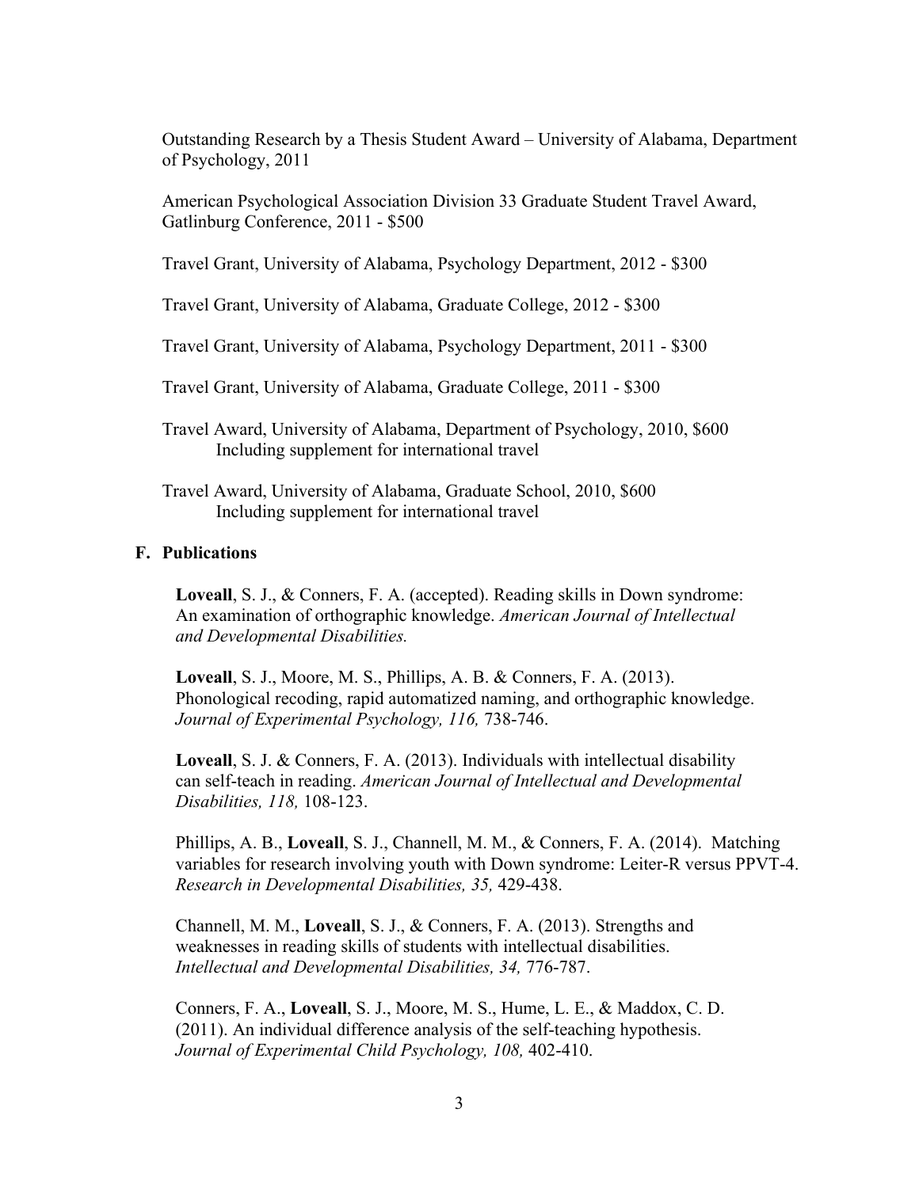Outstanding Research by a Thesis Student Award – University of Alabama, Department of Psychology, 2011

American Psychological Association Division 33 Graduate Student Travel Award, Gatlinburg Conference, 2011 - $500

Travel Grant, University of Alabama, Psychology Department, 2012 - $300

Travel Grant, University of Alabama, Graduate College, 2012 - $300

Travel Grant, University of Alabama, Psychology Department, 2011 - $300

Travel Grant, University of Alabama, Graduate College, 2011 - $300

Travel Award, University of Alabama, Department of Psychology, 2010, $600
Including supplement for international travel

Travel Award, University of Alabama, Graduate School, 2010, $600
Including supplement for international travel

## F. Publications

**Loveall**, S. J., & Conners, F. A. (accepted). Reading skills in Down syndrome: An examination of orthographic knowledge. *American Journal of Intellectual and Developmental Disabilities.*

**Loveall**, S. J., Moore, M. S., Phillips, A. B. & Conners, F. A. (2013). Phonological recoding, rapid automatized naming, and orthographic knowledge. *Journal of Experimental Psychology, 116,* 738-746.

**Loveall**, S. J. & Conners, F. A. (2013). Individuals with intellectual disability can self-teach in reading. *American Journal of Intellectual and Developmental Disabilities, 118,* 108-123.

Phillips, A. B., **Loveall**, S. J., Channell, M. M., & Conners, F. A. (2014). Matching variables for research involving youth with Down syndrome: Leiter-R versus PPVT-4. *Research in Developmental Disabilities, 35,* 429-438.

Channell, M. M., **Loveall**, S. J., & Conners, F. A. (2013). Strengths and weaknesses in reading skills of students with intellectual disabilities. *Intellectual and Developmental Disabilities, 34,* 776-787.

Conners, F. A., **Loveall**, S. J., Moore, M. S., Hume, L. E., & Maddox, C. D. (2011). An individual difference analysis of the self-teaching hypothesis. *Journal of Experimental Child Psychology, 108,* 402-410.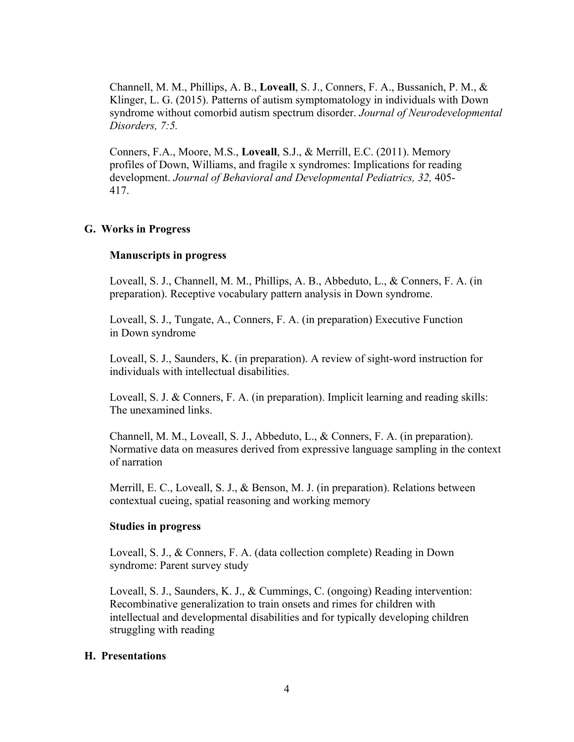Channell, M. M., Phillips, A. B., **Loveall**, S. J., Conners, F. A., Bussanich, P. M., & Klinger, L. G. (2015). Patterns of autism symptomatology in individuals with Down syndrome without comorbid autism spectrum disorder. *Journal of Neurodevelopmental Disorders, 7:5.*

Conners, F.A., Moore, M.S., **Loveall**, S.J., & Merrill, E.C. (2011). Memory profiles of Down, Williams, and fragile x syndromes: Implications for reading development. *Journal of Behavioral and Developmental Pediatrics, 32,* 405-417.

## G. Works in Progress

### Manuscripts in progress

Loveall, S. J., Channell, M. M., Phillips, A. B., Abbeduto, L., & Conners, F. A. (in preparation). Receptive vocabulary pattern analysis in Down syndrome.

Loveall, S. J., Tungate, A., Conners, F. A. (in preparation) Executive Function in Down syndrome

Loveall, S. J., Saunders, K. (in preparation). A review of sight-word instruction for individuals with intellectual disabilities.

Loveall, S. J. & Conners, F. A. (in preparation). Implicit learning and reading skills: The unexamined links.

Channell, M. M., Loveall, S. J., Abbeduto, L., & Conners, F. A. (in preparation). Normative data on measures derived from expressive language sampling in the context of narration

Merrill, E. C., Loveall, S. J., & Benson, M. J. (in preparation). Relations between contextual cueing, spatial reasoning and working memory

### Studies in progress

Loveall, S. J., & Conners, F. A. (data collection complete) Reading in Down syndrome: Parent survey study

Loveall, S. J., Saunders, K. J., & Cummings, C. (ongoing) Reading intervention: Recombinative generalization to train onsets and rimes for children with intellectual and developmental disabilities and for typically developing children struggling with reading

## H. Presentations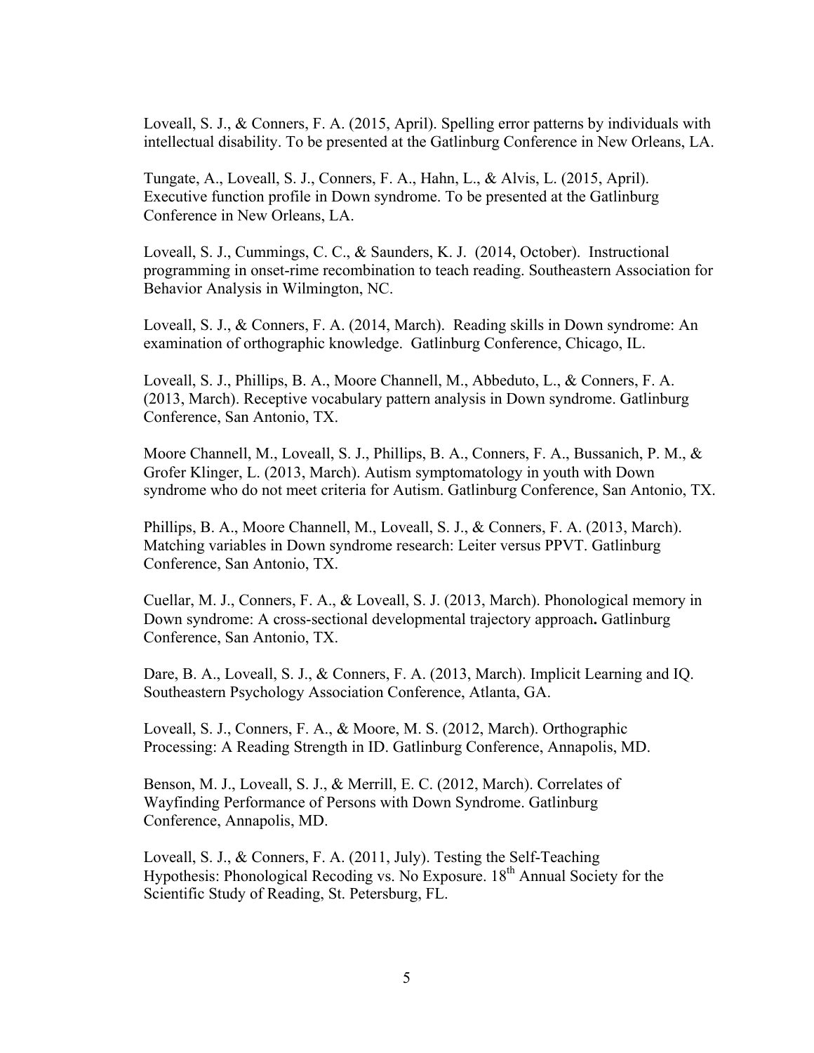Loveall, S. J., & Conners, F. A. (2015, April). Spelling error patterns by individuals with intellectual disability. To be presented at the Gatlinburg Conference in New Orleans, LA.

Tungate, A., Loveall, S. J., Conners, F. A., Hahn, L., & Alvis, L. (2015, April). Executive function profile in Down syndrome. To be presented at the Gatlinburg Conference in New Orleans, LA.

Loveall, S. J., Cummings, C. C., & Saunders, K. J. (2014, October). Instructional programming in onset-rime recombination to teach reading. Southeastern Association for Behavior Analysis in Wilmington, NC.

Loveall, S. J., & Conners, F. A. (2014, March). Reading skills in Down syndrome: An examination of orthographic knowledge. Gatlinburg Conference, Chicago, IL.

Loveall, S. J., Phillips, B. A., Moore Channell, M., Abbeduto, L., & Conners, F. A. (2013, March). Receptive vocabulary pattern analysis in Down syndrome. Gatlinburg Conference, San Antonio, TX.

Moore Channell, M., Loveall, S. J., Phillips, B. A., Conners, F. A., Bussanich, P. M., & Grofer Klinger, L. (2013, March). Autism symptomatology in youth with Down syndrome who do not meet criteria for Autism. Gatlinburg Conference, San Antonio, TX.

Phillips, B. A., Moore Channell, M., Loveall, S. J., & Conners, F. A. (2013, March). Matching variables in Down syndrome research: Leiter versus PPVT. Gatlinburg Conference, San Antonio, TX.

Cuellar, M. J., Conners, F. A., & Loveall, S. J. (2013, March). Phonological memory in Down syndrome: A cross-sectional developmental trajectory approach**.** Gatlinburg Conference, San Antonio, TX.

Dare, B. A., Loveall, S. J., & Conners, F. A. (2013, March). Implicit Learning and IQ. Southeastern Psychology Association Conference, Atlanta, GA.

Loveall, S. J., Conners, F. A., & Moore, M. S. (2012, March). Orthographic Processing: A Reading Strength in ID. Gatlinburg Conference, Annapolis, MD.

Benson, M. J., Loveall, S. J., & Merrill, E. C. (2012, March). Correlates of Wayfinding Performance of Persons with Down Syndrome. Gatlinburg Conference, Annapolis, MD.

Loveall, S. J., & Conners, F. A. (2011, July). Testing the Self-Teaching Hypothesis: Phonological Recoding vs. No Exposure. 18th Annual Society for the Scientific Study of Reading, St. Petersburg, FL.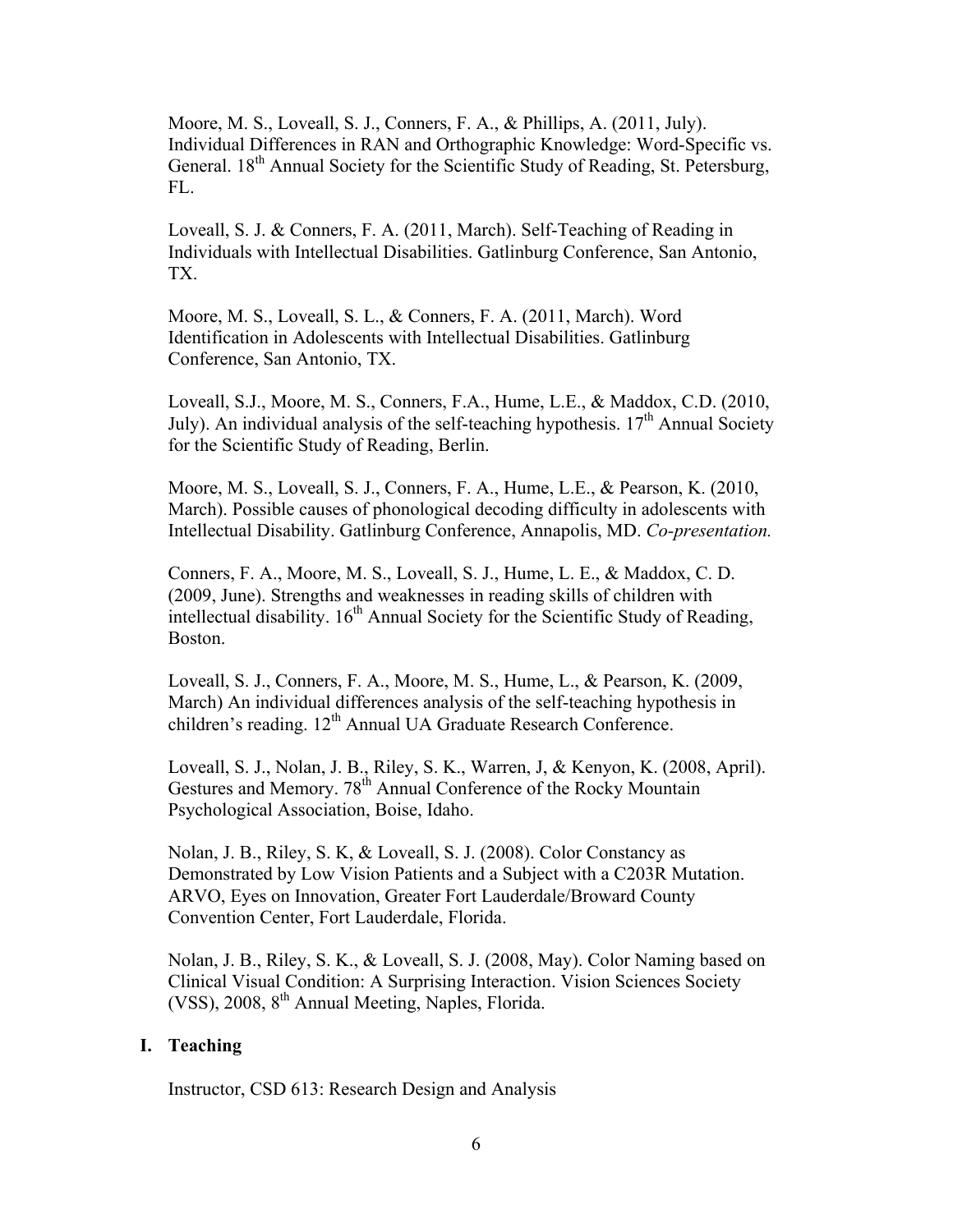Moore, M. S., Loveall, S. J., Conners, F. A., & Phillips, A. (2011, July). Individual Differences in RAN and Orthographic Knowledge: Word-Specific vs. General. 18th Annual Society for the Scientific Study of Reading, St. Petersburg, FL.

Loveall, S. J. & Conners, F. A. (2011, March). Self-Teaching of Reading in Individuals with Intellectual Disabilities. Gatlinburg Conference, San Antonio, TX.

Moore, M. S., Loveall, S. L., & Conners, F. A. (2011, March). Word Identification in Adolescents with Intellectual Disabilities. Gatlinburg Conference, San Antonio, TX.

Loveall, S.J., Moore, M. S., Conners, F.A., Hume, L.E., & Maddox, C.D. (2010, July). An individual analysis of the self-teaching hypothesis. 17th Annual Society for the Scientific Study of Reading, Berlin.

Moore, M. S., Loveall, S. J., Conners, F. A., Hume, L.E., & Pearson, K. (2010, March). Possible causes of phonological decoding difficulty in adolescents with Intellectual Disability. Gatlinburg Conference, Annapolis, MD. *Co-presentation.*

Conners, F. A., Moore, M. S., Loveall, S. J., Hume, L. E., & Maddox, C. D. (2009, June). Strengths and weaknesses in reading skills of children with intellectual disability. 16th Annual Society for the Scientific Study of Reading, Boston.

Loveall, S. J., Conners, F. A., Moore, M. S., Hume, L., & Pearson, K. (2009, March) An individual differences analysis of the self-teaching hypothesis in children's reading. 12th Annual UA Graduate Research Conference.

Loveall, S. J., Nolan, J. B., Riley, S. K., Warren, J, & Kenyon, K. (2008, April). Gestures and Memory. 78th Annual Conference of the Rocky Mountain Psychological Association, Boise, Idaho.

Nolan, J. B., Riley, S. K, & Loveall, S. J. (2008). Color Constancy as Demonstrated by Low Vision Patients and a Subject with a C203R Mutation. ARVO, Eyes on Innovation, Greater Fort Lauderdale/Broward County Convention Center, Fort Lauderdale, Florida.

Nolan, J. B., Riley, S. K., & Loveall, S. J. (2008, May). Color Naming based on Clinical Visual Condition: A Surprising Interaction. Vision Sciences Society (VSS), 2008, 8th Annual Meeting, Naples, Florida.

## I. Teaching

Instructor, CSD 613: Research Design and Analysis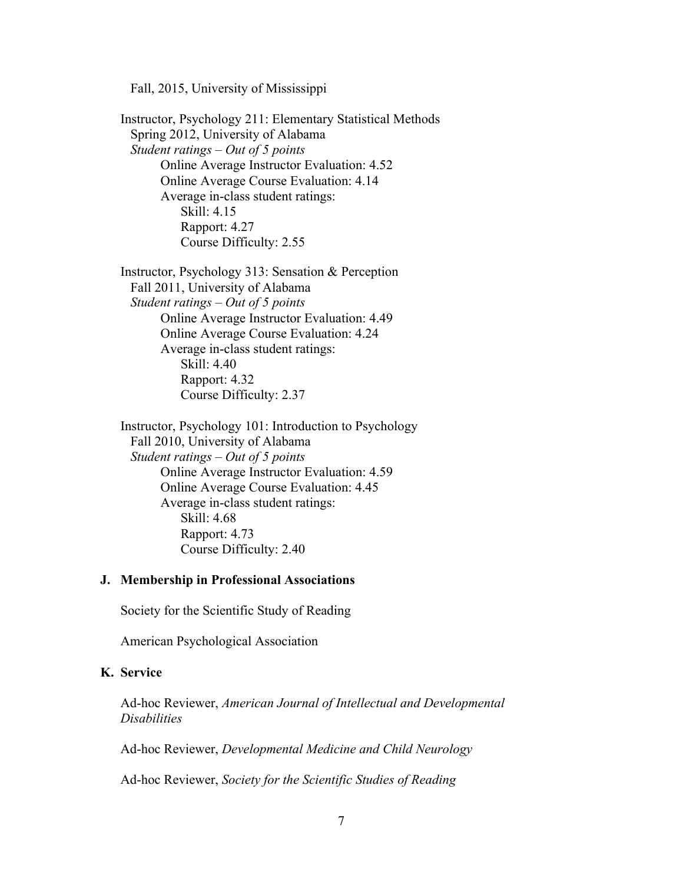Fall, 2015, University of Mississippi

Instructor, Psychology 211: Elementary Statistical Methods
Spring 2012, University of Alabama
*Student ratings – Out of 5 points*
Online Average Instructor Evaluation: 4.52
Online Average Course Evaluation: 4.14
Average in-class student ratings:
Skill: 4.15
Rapport: 4.27
Course Difficulty: 2.55

Instructor, Psychology 313: Sensation & Perception
Fall 2011, University of Alabama
*Student ratings – Out of 5 points*
Online Average Instructor Evaluation: 4.49
Online Average Course Evaluation: 4.24
Average in-class student ratings:
Skill: 4.40
Rapport: 4.32
Course Difficulty: 2.37

Instructor, Psychology 101: Introduction to Psychology
Fall 2010, University of Alabama
*Student ratings – Out of 5 points*
Online Average Instructor Evaluation: 4.59
Online Average Course Evaluation: 4.45
Average in-class student ratings:
Skill: 4.68
Rapport: 4.73
Course Difficulty: 2.40

## J. Membership in Professional Associations

Society for the Scientific Study of Reading

American Psychological Association

## K. Service

Ad-hoc Reviewer, *American Journal of Intellectual and Developmental Disabilities*

Ad-hoc Reviewer, *Developmental Medicine and Child Neurology*

Ad-hoc Reviewer, *Society for the Scientific Studies of Reading*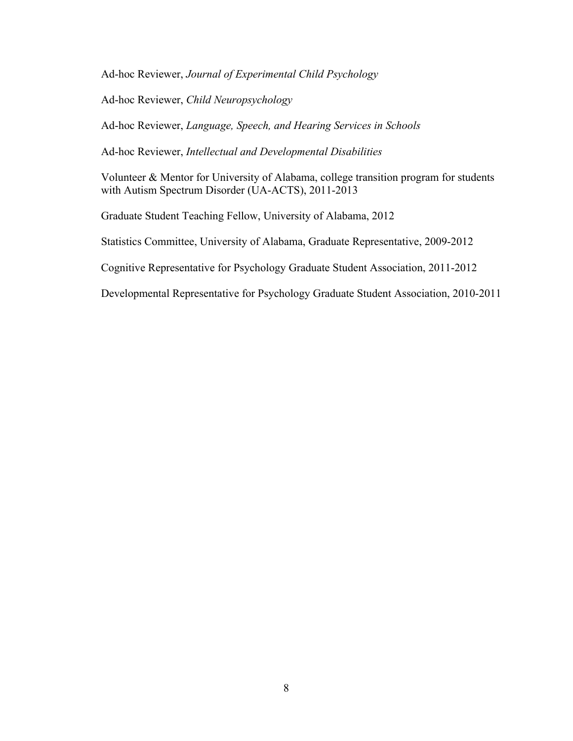Ad-hoc Reviewer, *Journal of Experimental Child Psychology*

Ad-hoc Reviewer, *Child Neuropsychology*

Ad-hoc Reviewer, *Language, Speech, and Hearing Services in Schools*

Ad-hoc Reviewer, *Intellectual and Developmental Disabilities*

Volunteer & Mentor for University of Alabama, college transition program for students with Autism Spectrum Disorder (UA-ACTS), 2011-2013

Graduate Student Teaching Fellow, University of Alabama, 2012

Statistics Committee, University of Alabama, Graduate Representative, 2009-2012

Cognitive Representative for Psychology Graduate Student Association, 2011-2012

Developmental Representative for Psychology Graduate Student Association, 2010-2011